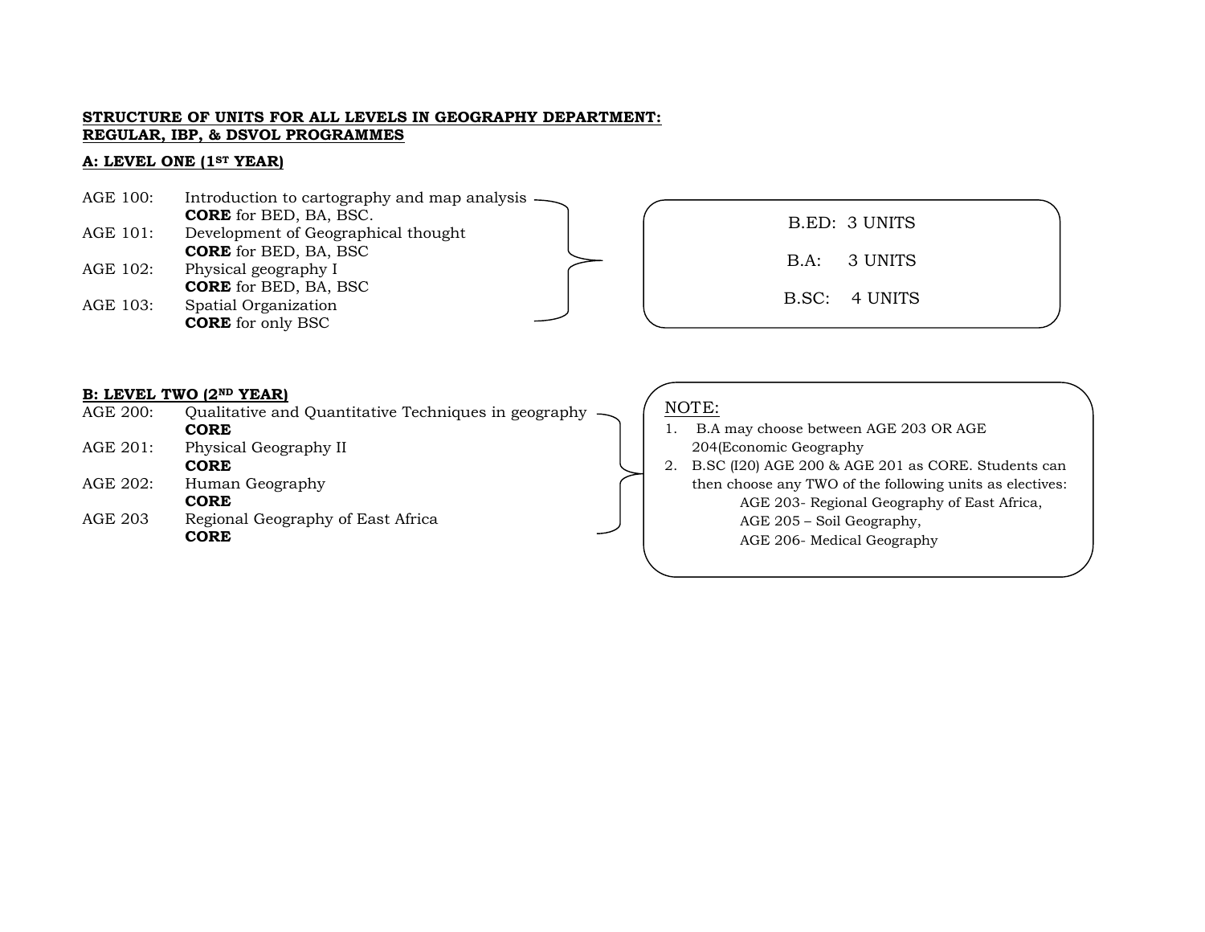**STRUCTURE OF UNITS FOR ALL LEVELS IN GEOGRAPHY DEPARTMENT: REGULAR, IBP, & DSVOL PROGRAMMES**

**A: LEVEL ONE (1ST YEAR)**

AGE 100: Introduction to cartography and map analysis
**CORE** for BED, BA, BSC.

AGE 101: Development of Geographical thought
**CORE** for BED, BA, BSC

AGE 102: Physical geography I
**CORE** for BED, BA, BSC

AGE 103: Spatial Organization
**CORE** for only BSC

B.ED: 3 UNITS

B.A: 3 UNITS

B.SC: 4 UNITS

**B: LEVEL TWO (2ND YEAR)**

AGE 200: Qualitative and Quantitative Techniques in geography
**CORE**

AGE 201: Physical Geography II
**CORE**

AGE 202: Human Geography
**CORE**

AGE 203 Regional Geography of East Africa
**CORE**

NOTE:

1. B.A may choose between AGE 203 OR AGE 204(Economic Geography
2. B.SC (I20) AGE 200 & AGE 201 as CORE. Students can then choose any TWO of the following units as electives:
   - AGE 203- Regional Geography of East Africa,
   - AGE 205 – Soil Geography,
   - AGE 206- Medical Geography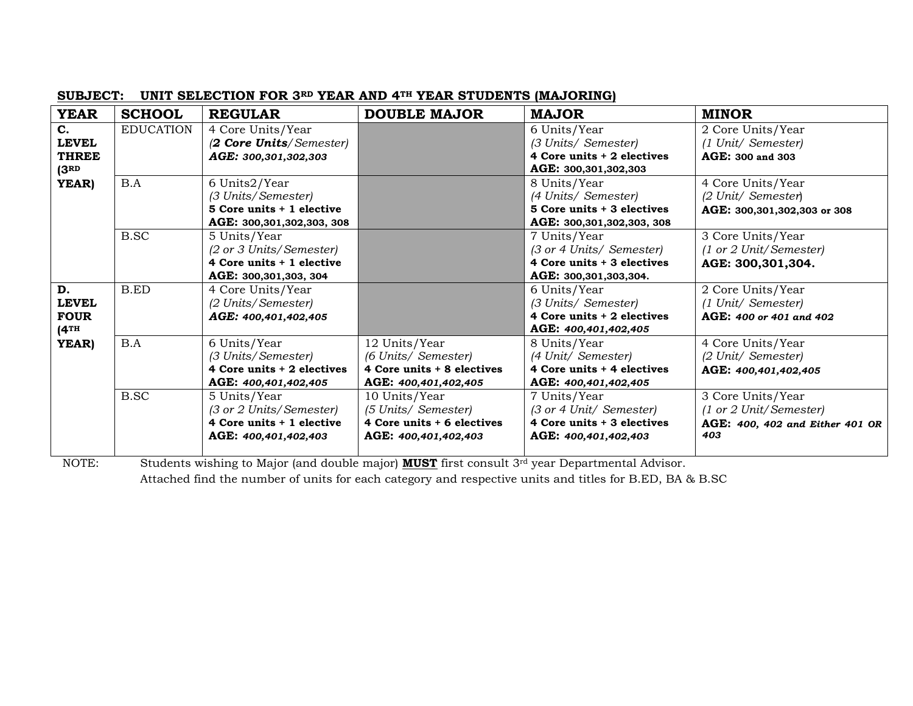**SUBJECT: UNIT SELECTION FOR 3RD YEAR AND 4TH YEAR STUDENTS (MAJORING)**

| YEAR | SCHOOL | REGULAR | DOUBLE MAJOR | MAJOR | MINOR |
|---|---|---|---|---|---|
| **C. LEVEL THREE (3RD YEAR)** | EDUCATION | 4 Core Units/Year<br>*(**2 Core Units**/Semester)*<br>***AGE: 300,301,302,303*** | | 6 Units/Year<br>*(3 Units/ Semester)*<br>**4 Core units + 2 electives**<br>**AGE: 300,301,302,303** | 2 Core Units/Year<br>*(1 Unit/ Semester)*<br>**AGE: 300 and 303** |
| | B.A | 6 Units2/Year<br>*(3 Units/Semester)*<br>**5 Core units + 1 elective**<br>**AGE: 300,301,302,303, 308** | | 8 Units/Year<br>*(4 Units/ Semester)*<br>**5 Core units + 3 electives**<br>**AGE: 300,301,302,303, 308** | 4 Core Units/Year<br>*(2 Unit/ Semester)*<br>**AGE: 300,301,302,303 or 308** |
| | B.SC | 5 Units/Year<br>*(2 or 3 Units/Semester)*<br>**4 Core units + 1 elective**<br>**AGE: 300,301,303, 304** | | 7 Units/Year<br>*(3 or 4 Units/ Semester)*<br>**4 Core units + 3 electives**<br>**AGE: 300,301,303,304.** | 3 Core Units/Year<br>*(1 or 2 Unit/Semester)*<br>**AGE: 300,301,304.** |
| **D. LEVEL FOUR (4TH YEAR)** | B.ED | 4 Core Units/Year<br>*(2 Units/Semester)*<br>***AGE: 400,401,402,405*** | | 6 Units/Year<br>*(3 Units/ Semester)*<br>**4 Core units + 2 electives**<br>**AGE:** ***400,401,402,405*** | 2 Core Units/Year<br>*(1 Unit/ Semester)*<br>**AGE:** ***400 or 401 and 402*** |
| | B.A | 6 Units/Year<br>*(3 Units/Semester)*<br>**4 Core units + 2 electives**<br>**AGE:** ***400,401,402,405*** | 12 Units/Year<br>*(6 Units/ Semester)*<br>**4 Core units + 8 electives**<br>**AGE:** ***400,401,402,405*** | 8 Units/Year<br>*(4 Unit/ Semester)*<br>**4 Core units + 4 electives**<br>**AGE:** ***400,401,402,405*** | 4 Core Units/Year<br>*(2 Unit/ Semester)*<br>**AGE:** ***400,401,402,405*** |
| | B.SC | 5 Units/Year<br>*(3 or 2 Units/Semester)*<br>**4 Core units + 1 elective**<br>**AGE:** ***400,401,402,403*** | 10 Units/Year<br>*(5 Units/ Semester)*<br>**4 Core units + 6 electives**<br>**AGE:** ***400,401,402,403*** | 7 Units/Year<br>*(3 or 4 Unit/ Semester)*<br>**4 Core units + 3 electives**<br>**AGE:** ***400,401,402,403*** | 3 Core Units/Year<br>*(1 or 2 Unit/Semester)*<br>**AGE:** ***400, 402 and Either 401 OR 403*** |

NOTE: Students wishing to Major (and double major) **MUST** first consult 3rd year Departmental Advisor.

Attached find the number of units for each category and respective units and titles for B.ED, BA & B.SC